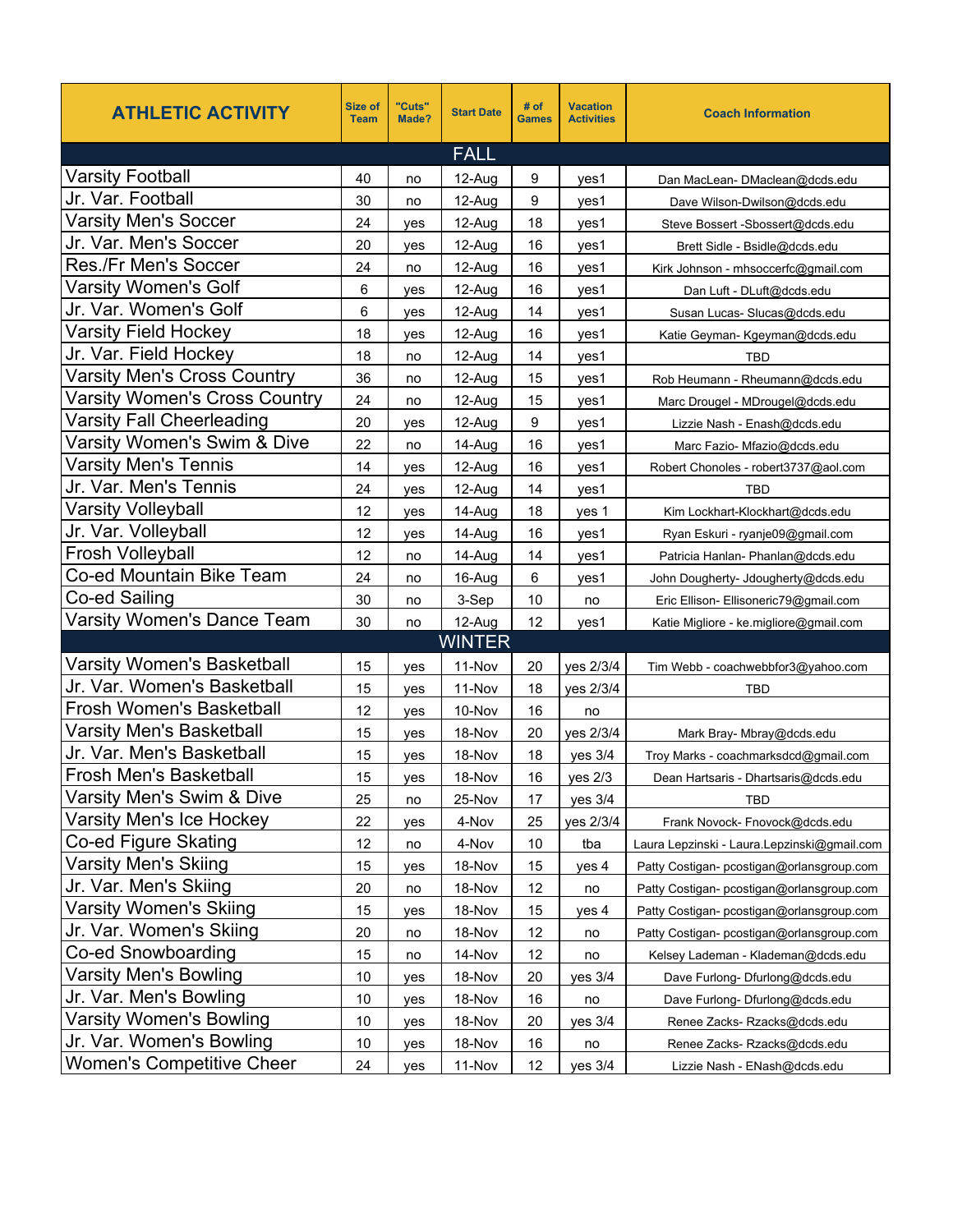| ATHLETIC ACTIVITY | Size of Team | "Cuts" Made? | Start Date | # of Games | Vacation Activities | Coach Information |
|---|---|---|---|---|---|---|
| **FALL** | | | | | | |
| Varsity Football | 40 | no | 12-Aug | 9 | yes1 | Dan MacLean- DMaclean@dcds.edu |
| Jr. Var. Football | 30 | no | 12-Aug | 9 | yes1 | Dave Wilson-Dwilson@dcds.edu |
| Varsity Men's Soccer | 24 | yes | 12-Aug | 18 | yes1 | Steve Bossert -Sbossert@dcds.edu |
| Jr. Var. Men's Soccer | 20 | yes | 12-Aug | 16 | yes1 | Brett Sidle - Bsidle@dcds.edu |
| Res./Fr Men's Soccer | 24 | no | 12-Aug | 16 | yes1 | Kirk Johnson - mhsoccerfc@gmail.com |
| Varsity Women's Golf | 6 | yes | 12-Aug | 16 | yes1 | Dan Luft - DLuft@dcds.edu |
| Jr. Var. Women's Golf | 6 | yes | 12-Aug | 14 | yes1 | Susan Lucas- Slucas@dcds.edu |
| Varsity Field Hockey | 18 | yes | 12-Aug | 16 | yes1 | Katie Geyman- Kgeyman@dcds.edu |
| Jr. Var. Field Hockey | 18 | no | 12-Aug | 14 | yes1 | TBD |
| Varsity Men's Cross Country | 36 | no | 12-Aug | 15 | yes1 | Rob Heumann - Rheumann@dcds.edu |
| Varsity Women's Cross Country | 24 | no | 12-Aug | 15 | yes1 | Marc Drougel - MDrougel@dcds.edu |
| Varsity Fall Cheerleading | 20 | yes | 12-Aug | 9 | yes1 | Lizzie Nash - Enash@dcds.edu |
| Varsity Women's Swim & Dive | 22 | no | 14-Aug | 16 | yes1 | Marc Fazio- Mfazio@dcds.edu |
| Varsity Men's Tennis | 14 | yes | 12-Aug | 16 | yes1 | Robert Chonoles - robert3737@aol.com |
| Jr. Var. Men's Tennis | 24 | yes | 12-Aug | 14 | yes1 | TBD |
| Varsity Volleyball | 12 | yes | 14-Aug | 18 | yes 1 | Kim Lockhart-Klockhart@dcds.edu |
| Jr. Var. Volleyball | 12 | yes | 14-Aug | 16 | yes1 | Ryan Eskuri - ryanje09@gmail.com |
| Frosh Volleyball | 12 | no | 14-Aug | 14 | yes1 | Patricia Hanlan- Phanlan@dcds.edu |
| Co-ed Mountain Bike Team | 24 | no | 16-Aug | 6 | yes1 | John Dougherty- Jdougherty@dcds.edu |
| Co-ed Sailing | 30 | no | 3-Sep | 10 | no | Eric Ellison- Ellisoneric79@gmail.com |
| Varsity Women's Dance Team | 30 | no | 12-Aug | 12 | yes1 | Katie Migliore - ke.migliore@gmail.com |
| **WINTER** | | | | | | |
| Varsity Women's Basketball | 15 | yes | 11-Nov | 20 | yes 2/3/4 | Tim Webb - coachwebbfor3@yahoo.com |
| Jr. Var. Women's Basketball | 15 | yes | 11-Nov | 18 | yes 2/3/4 | TBD |
| Frosh Women's Basketball | 12 | yes | 10-Nov | 16 | no | |
| Varsity Men's Basketball | 15 | yes | 18-Nov | 20 | yes 2/3/4 | Mark Bray- Mbray@dcds.edu |
| Jr. Var. Men's Basketball | 15 | yes | 18-Nov | 18 | yes 3/4 | Troy Marks - coachmarksdcd@gmail.com |
| Frosh Men's Basketball | 15 | yes | 18-Nov | 16 | yes 2/3 | Dean Hartsaris - Dhartsaris@dcds.edu |
| Varsity Men's Swim & Dive | 25 | no | 25-Nov | 17 | yes 3/4 | TBD |
| Varsity Men's Ice Hockey | 22 | yes | 4-Nov | 25 | yes 2/3/4 | Frank Novock- Fnovock@dcds.edu |
| Co-ed Figure Skating | 12 | no | 4-Nov | 10 | tba | Laura Lepzinski - Laura.Lepzinski@gmail.com |
| Varsity Men's Skiing | 15 | yes | 18-Nov | 15 | yes 4 | Patty Costigan- pcostigan@orlansgroup.com |
| Jr. Var. Men's Skiing | 20 | no | 18-Nov | 12 | no | Patty Costigan- pcostigan@orlansgroup.com |
| Varsity Women's Skiing | 15 | yes | 18-Nov | 15 | yes 4 | Patty Costigan- pcostigan@orlansgroup.com |
| Jr. Var. Women's Skiing | 20 | no | 18-Nov | 12 | no | Patty Costigan- pcostigan@orlansgroup.com |
| Co-ed Snowboarding | 15 | no | 14-Nov | 12 | no | Kelsey Lademan - Klademan@dcds.edu |
| Varsity Men's Bowling | 10 | yes | 18-Nov | 20 | yes 3/4 | Dave Furlong- Dfurlong@dcds.edu |
| Jr. Var. Men's Bowling | 10 | yes | 18-Nov | 16 | no | Dave Furlong- Dfurlong@dcds.edu |
| Varsity Women's Bowling | 10 | yes | 18-Nov | 20 | yes 3/4 | Renee Zacks- Rzacks@dcds.edu |
| Jr. Var. Women's Bowling | 10 | yes | 18-Nov | 16 | no | Renee Zacks- Rzacks@dcds.edu |
| Women's Competitive Cheer | 24 | yes | 11-Nov | 12 | yes 3/4 | Lizzie Nash - ENash@dcds.edu |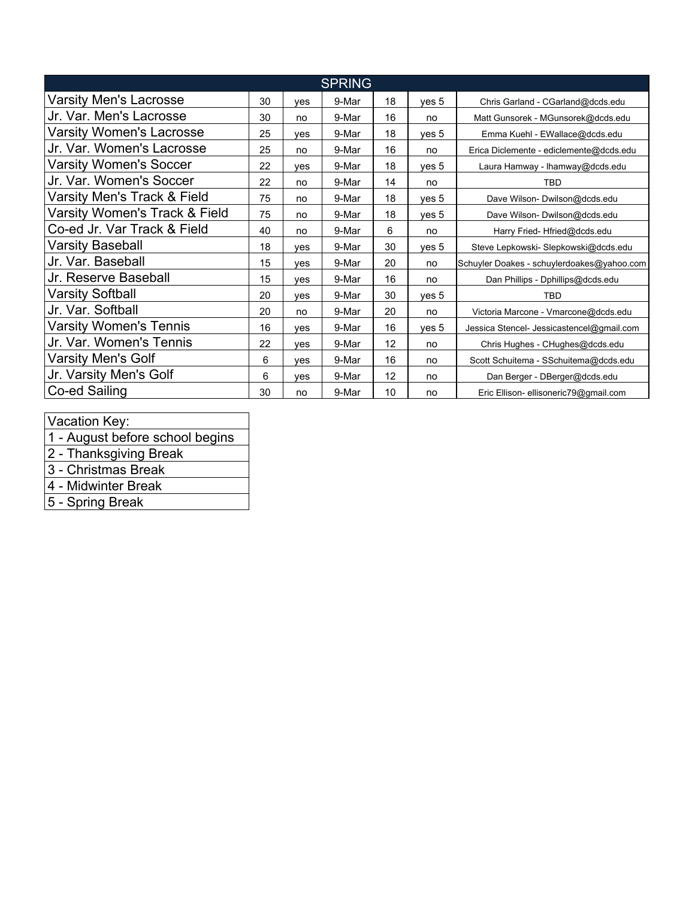| SPRING | | | | | | |
|---|---|---|---|---|---|---|
| Varsity Men's Lacrosse | 30 | yes | 9-Mar | 18 | yes 5 | Chris Garland - CGarland@dcds.edu |
| Jr. Var. Men's Lacrosse | 30 | no | 9-Mar | 16 | no | Matt Gunsorek - MGunsorek@dcds.edu |
| Varsity Women's Lacrosse | 25 | yes | 9-Mar | 18 | yes 5 | Emma Kuehl - EWallace@dcds.edu |
| Jr. Var. Women's Lacrosse | 25 | no | 9-Mar | 16 | no | Erica Diclemente - ediclemente@dcds.edu |
| Varsity Women's Soccer | 22 | yes | 9-Mar | 18 | yes 5 | Laura Hamway - lhamway@dcds.edu |
| Jr. Var. Women's Soccer | 22 | no | 9-Mar | 14 | no | TBD |
| Varsity Men's Track & Field | 75 | no | 9-Mar | 18 | yes 5 | Dave Wilson- Dwilson@dcds.edu |
| Varsity Women's Track & Field | 75 | no | 9-Mar | 18 | yes 5 | Dave Wilson- Dwilson@dcds.edu |
| Co-ed Jr. Var Track & Field | 40 | no | 9-Mar | 6 | no | Harry Fried- Hfried@dcds.edu |
| Varsity Baseball | 18 | yes | 9-Mar | 30 | yes 5 | Steve Lepkowski- Slepkowski@dcds.edu |
| Jr. Var. Baseball | 15 | yes | 9-Mar | 20 | no | Schuyler Doakes - schuylerdoakes@yahoo.com |
| Jr. Reserve Baseball | 15 | yes | 9-Mar | 16 | no | Dan Phillips - Dphillips@dcds.edu |
| Varsity Softball | 20 | yes | 9-Mar | 30 | yes 5 | TBD |
| Jr. Var. Softball | 20 | no | 9-Mar | 20 | no | Victoria Marcone - Vmarcone@dcds.edu |
| Varsity Women's Tennis | 16 | yes | 9-Mar | 16 | yes 5 | Jessica Stencel- Jessicastencel@gmail.com |
| Jr. Var. Women's Tennis | 22 | yes | 9-Mar | 12 | no | Chris Hughes - CHughes@dcds.edu |
| Varsity Men's Golf | 6 | yes | 9-Mar | 16 | no | Scott Schuitema - SSchuitema@dcds.edu |
| Jr. Varsity Men's Golf | 6 | yes | 9-Mar | 12 | no | Dan Berger - DBerger@dcds.edu |
| Co-ed Sailing | 30 | no | 9-Mar | 10 | no | Eric Ellison- ellisoneric79@gmail.com |

| Vacation Key: |
|---|
| 1 - August before school begins |
| 2 - Thanksgiving Break |
| 3 - Christmas Break |
| 4 - Midwinter Break |
| 5 - Spring Break |